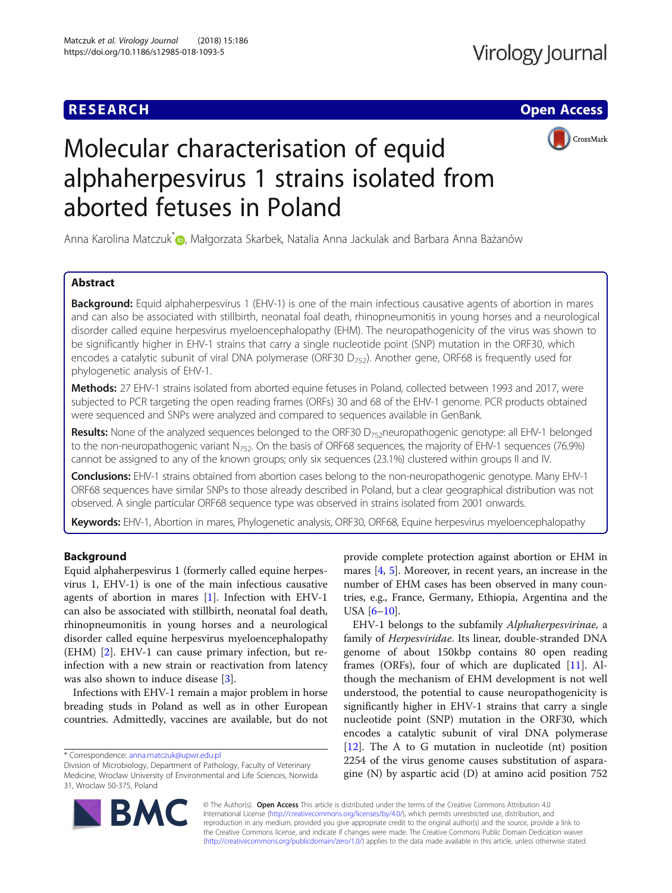**RESEARCH** **Open Access**

# Molecular characterisation of equid alphaherpesvirus 1 strains isolated from aborted fetuses in Poland

Anna Karolina Matczuk*, Małgorzata Skarbek, Natalia Anna Jackulak and Barbara Anna Bażanów

## Abstract

**Background:** Equid alphaherpesvirus 1 (EHV-1) is one of the main infectious causative agents of abortion in mares and can also be associated with stillbirth, neonatal foal death, rhinopneumonitis in young horses and a neurological disorder called equine herpesvirus myeloencephalopathy (EHM). The neuropathogenicity of the virus was shown to be significantly higher in EHV-1 strains that carry a single nucleotide point (SNP) mutation in the ORF30, which encodes a catalytic subunit of viral DNA polymerase (ORF30 $D_{752}$). Another gene, ORF68 is frequently used for phylogenetic analysis of EHV-1.

**Methods:** 27 EHV-1 strains isolated from aborted equine fetuses in Poland, collected between 1993 and 2017, were subjected to PCR targeting the open reading frames (ORFs) 30 and 68 of the EHV-1 genome. PCR products obtained were sequenced and SNPs were analyzed and compared to sequences available in GenBank.

**Results:** None of the analyzed sequences belonged to the ORF30 $D_{752}$neuropathogenic genotype: all EHV-1 belonged to the non-neuropathogenic variant $N_{752}$. On the basis of ORF68 sequences, the majority of EHV-1 sequences (76.9%) cannot be assigned to any of the known groups; only six sequences (23.1%) clustered within groups II and IV.

**Conclusions:** EHV-1 strains obtained from abortion cases belong to the non-neuropathogenic genotype. Many EHV-1 ORF68 sequences have similar SNPs to those already described in Poland, but a clear geographical distribution was not observed. A single particular ORF68 sequence type was observed in strains isolated from 2001 onwards.

**Keywords:** EHV-1, Abortion in mares, Phylogenetic analysis, ORF30, ORF68, Equine herpesvirus myeloencephalopathy

## Background

Equid alphaherpesvirus 1 (formerly called equine herpesvirus 1, EHV-1) is one of the main infectious causative agents of abortion in mares [1]. Infection with EHV-1 can also be associated with stillbirth, neonatal foal death, rhinopneumonitis in young horses and a neurological disorder called equine herpesvirus myeloencephalopathy (EHM) [2]. EHV-1 can cause primary infection, but re-infection with a new strain or reactivation from latency was also shown to induce disease [3].

Infections with EHV-1 remain a major problem in horse breeding studs in Poland as well as in other European countries. Admittedly, vaccines are available, but do not provide complete protection against abortion or EHM in mares [4, 5]. Moreover, in recent years, an increase in the number of EHM cases has been observed in many countries, e.g., France, Germany, Ethiopia, Argentina and the USA [6–10].

EHV-1 belongs to the subfamily *Alphaherpesvirinae,* a family of *Herpesviridae.* Its linear, double-stranded DNA genome of about 150kbp contains 80 open reading frames (ORFs), four of which are duplicated [11]. Although the mechanism of EHM development is not well understood, the potential to cause neuropathogenicity is significantly higher in EHV-1 strains that carry a single nucleotide point (SNP) mutation in the ORF30, which encodes a catalytic subunit of viral DNA polymerase [12]. The A to G mutation in nucleotide (nt) position 2254 of the virus genome causes substitution of asparagine (N) by aspartic acid (D) at amino acid position 752

* Correspondence: anna.matczuk@upwr.edu.pl
Division of Microbiology, Department of Pathology, Faculty of Veterinary Medicine, Wrocław University of Environmental and Life Sciences, Norwida 31, Wroclaw 50-375, Poland

© The Author(s). **Open Access** This article is distributed under the terms of the Creative Commons Attribution 4.0 International License (http://creativecommons.org/licenses/by/4.0/), which permits unrestricted use, distribution, and reproduction in any medium, provided you give appropriate credit to the original author(s) and the source, provide a link to the Creative Commons license, and indicate if changes were made. The Creative Commons Public Domain Dedication waiver (http://creativecommons.org/publicdomain/zero/1.0/) applies to the data made available in this article, unless otherwise stated.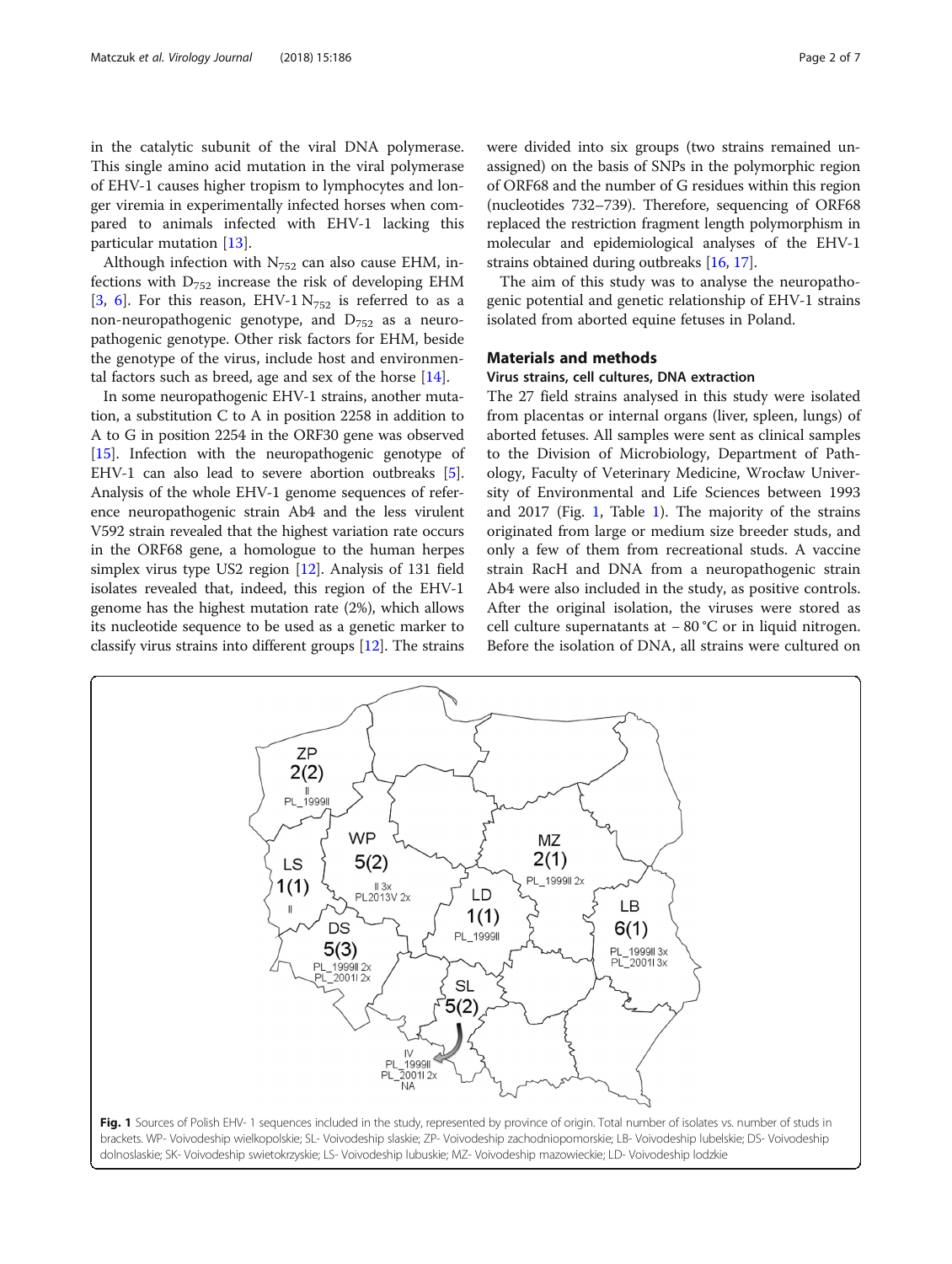in the catalytic subunit of the viral DNA polymerase. This single amino acid mutation in the viral polymerase of EHV-1 causes higher tropism to lymphocytes and longer viremia in experimentally infected horses when compared to animals infected with EHV-1 lacking this particular mutation [13].

Although infection with $N_{752}$ can also cause EHM, infections with $D_{752}$ increase the risk of developing EHM [3, 6]. For this reason, EHV-1 $N_{752}$ is referred to as a non-neuropathogenic genotype, and $D_{752}$ as a neuropathogenic genotype. Other risk factors for EHM, beside the genotype of the virus, include host and environmental factors such as breed, age and sex of the horse [14].

In some neuropathogenic EHV-1 strains, another mutation, a substitution C to A in position 2258 in addition to A to G in position 2254 in the ORF30 gene was observed [15]. Infection with the neuropathogenic genotype of EHV-1 can also lead to severe abortion outbreaks [5]. Analysis of the whole EHV-1 genome sequences of reference neuropathogenic strain Ab4 and the less virulent V592 strain revealed that the highest variation rate occurs in the ORF68 gene, a homologue to the human herpes simplex virus type US2 region [12]. Analysis of 131 field isolates revealed that, indeed, this region of the EHV-1 genome has the highest mutation rate (2%), which allows its nucleotide sequence to be used as a genetic marker to classify virus strains into different groups [12]. The strains were divided into six groups (two strains remained unassigned) on the basis of SNPs in the polymorphic region of ORF68 and the number of G residues within this region (nucleotides 732–739). Therefore, sequencing of ORF68 replaced the restriction fragment length polymorphism in molecular and epidemiological analyses of the EHV-1 strains obtained during outbreaks [16, 17].

The aim of this study was to analyse the neuropathogenic potential and genetic relationship of EHV-1 strains isolated from aborted equine fetuses in Poland.

## Materials and methods

### Virus strains, cell cultures, DNA extraction

The 27 field strains analysed in this study were isolated from placentas or internal organs (liver, spleen, lungs) of aborted fetuses. All samples were sent as clinical samples to the Division of Microbiology, Department of Pathology, Faculty of Veterinary Medicine, Wrocław University of Environmental and Life Sciences between 1993 and 2017 (Fig. 1, Table 1). The majority of the strains originated from large or medium size breeder studs, and only a few of them from recreational studs. A vaccine strain RacH and DNA from a neuropathogenic strain Ab4 were also included in the study, as positive controls. After the original isolation, the viruses were stored as cell culture supernatants at − 80 °C or in liquid nitrogen. Before the isolation of DNA, all strains were cultured on

ZP 2(2) II PL_1999II; WP 5(2) II 3x PL2013V 2x; LS 1(1) II; DS 5(3) PL_1999II 2x PL_2001I 2x; MZ 2(1) PL_1999II 2x; LD 1(1) PL_1999II; LB 6(1) PL_1999II 3x PL_2001I 3x; SL 5(2) IV PL_1999II PL_2001I 2x NA

Fig. 1 Sources of Polish EHV- 1 sequences included in the study, represented by province of origin. Total number of isolates vs. number of studs in brackets. WP- Voivodeship wielkopolskie; SL- Voivodeship slaskie; ZP- Voivodeship zachodniopomorskie; LB- Voivodeship lubelskie; DS- Voivodeship dolnoslaskie; SK- Voivodeship swietokrzyskie; LS- Voivodeship lubuskie; MZ- Voivodeship mazowieckie; LD- Voivodeship lodzkie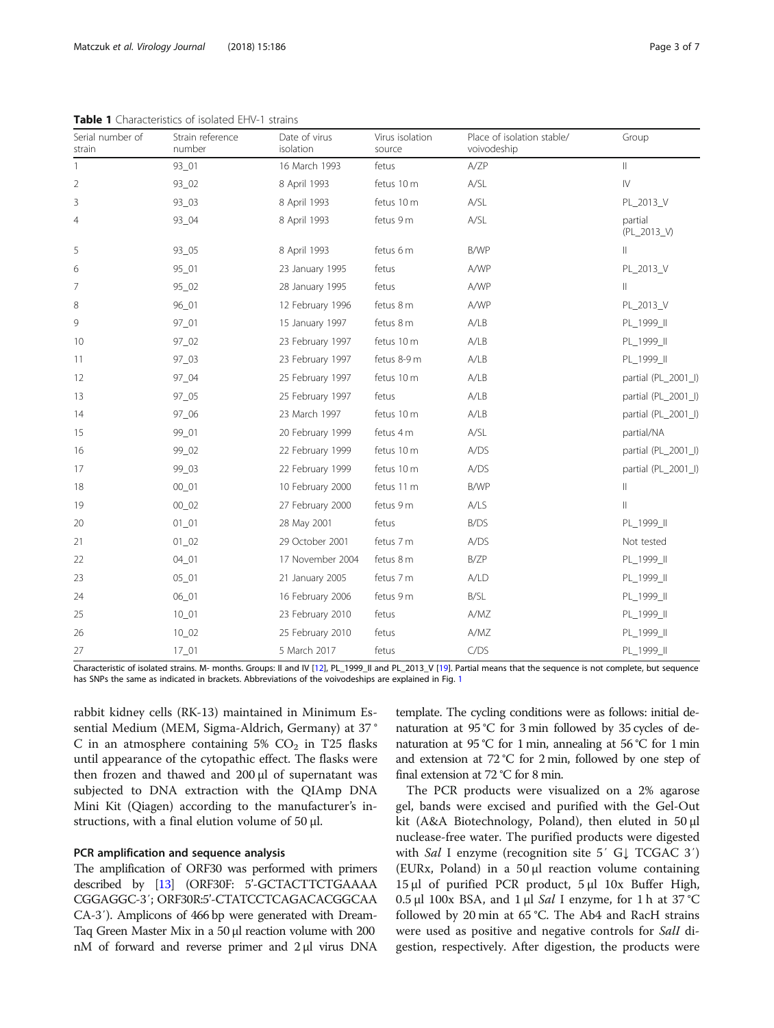**Table 1** Characteristics of isolated EHV-1 strains

| Serial number of strain | Strain reference number | Date of virus isolation | Virus isolation source | Place of isolation stable/ voivodeship | Group |
|---|---|---|---|---|---|
| 1 | 93_01 | 16 March 1993 | fetus | A/ZP | II |
| 2 | 93_02 | 8 April 1993 | fetus 10 m | A/SL | IV |
| 3 | 93_03 | 8 April 1993 | fetus 10 m | A/SL | PL_2013_V |
| 4 | 93_04 | 8 April 1993 | fetus 9 m | A/SL | partial (PL_2013_V) |
| 5 | 93_05 | 8 April 1993 | fetus 6 m | B/WP | II |
| 6 | 95_01 | 23 January 1995 | fetus | A/WP | PL_2013_V |
| 7 | 95_02 | 28 January 1995 | fetus | A/WP | II |
| 8 | 96_01 | 12 February 1996 | fetus 8 m | A/WP | PL_2013_V |
| 9 | 97_01 | 15 January 1997 | fetus 8 m | A/LB | PL_1999_II |
| 10 | 97_02 | 23 February 1997 | fetus 10 m | A/LB | PL_1999_II |
| 11 | 97_03 | 23 February 1997 | fetus 8-9 m | A/LB | PL_1999_II |
| 12 | 97_04 | 25 February 1997 | fetus 10 m | A/LB | partial (PL_2001_I) |
| 13 | 97_05 | 25 February 1997 | fetus | A/LB | partial (PL_2001_I) |
| 14 | 97_06 | 23 March 1997 | fetus 10 m | A/LB | partial (PL_2001_I) |
| 15 | 99_01 | 20 February 1999 | fetus 4 m | A/SL | partial/NA |
| 16 | 99_02 | 22 February 1999 | fetus 10 m | A/DS | partial (PL_2001_I) |
| 17 | 99_03 | 22 February 1999 | fetus 10 m | A/DS | partial (PL_2001_I) |
| 18 | 00_01 | 10 February 2000 | fetus 11 m | B/WP | II |
| 19 | 00_02 | 27 February 2000 | fetus 9 m | A/LS | II |
| 20 | 01_01 | 28 May 2001 | fetus | B/DS | PL_1999_II |
| 21 | 01_02 | 29 October 2001 | fetus 7 m | A/DS | Not tested |
| 22 | 04_01 | 17 November 2004 | fetus 8 m | B/ZP | PL_1999_II |
| 23 | 05_01 | 21 January 2005 | fetus 7 m | A/LD | PL_1999_II |
| 24 | 06_01 | 16 February 2006 | fetus 9 m | B/SL | PL_1999_II |
| 25 | 10_01 | 23 February 2010 | fetus | A/MZ | PL_1999_II |
| 26 | 10_02 | 25 February 2010 | fetus | A/MZ | PL_1999_II |
| 27 | 17_01 | 5 March 2017 | fetus | C/DS | PL_1999_II |

Characteristic of isolated strains. M- months. Groups: II and IV [12], PL_1999_II and PL_2013_V [19]. Partial means that the sequence is not complete, but sequence has SNPs the same as indicated in brackets. Abbreviations of the voivodeships are explained in Fig. 1

rabbit kidney cells (RK-13) maintained in Minimum Essential Medium (MEM, Sigma-Aldrich, Germany) at 37 °C in an atmosphere containing 5% $CO_2$ in T25 flasks until appearance of the cytopathic effect. The flasks were then frozen and thawed and 200 μl of supernatant was subjected to DNA extraction with the QIAmp DNA Mini Kit (Qiagen) according to the manufacturer's instructions, with a final elution volume of 50 μl.

## PCR amplification and sequence analysis

The amplification of ORF30 was performed with primers described by [13] (ORF30F: 5'-GCTACTTCTGAAAACGGAGGC-3′; ORF30R:5'-CTATCCTCAGACACGGCAACA-3′). Amplicons of 466 bp were generated with DreamTaq Green Master Mix in a 50 μl reaction volume with 200 nM of forward and reverse primer and 2 μl virus DNA template. The cycling conditions were as follows: initial denaturation at 95 °C for 3 min followed by 35 cycles of denaturation at 95 °C for 1 min, annealing at 56 °C for 1 min and extension at 72 °C for 2 min, followed by one step of final extension at 72 °C for 8 min.

The PCR products were visualized on a 2% agarose gel, bands were excised and purified with the Gel-Out kit (A&A Biotechnology, Poland), then eluted in 50 μl nuclease-free water. The purified products were digested with *Sal* I enzyme (recognition site 5′ G↓ TCGAC 3′) (EURx, Poland) in a 50 μl reaction volume containing 15 μl of purified PCR product, 5 μl 10x Buffer High, 0.5 μl 100x BSA, and 1 μl *Sal* I enzyme, for 1 h at 37 °C followed by 20 min at 65 °C. The Ab4 and RacH strains were used as positive and negative controls for *SalI* digestion, respectively. After digestion, the products were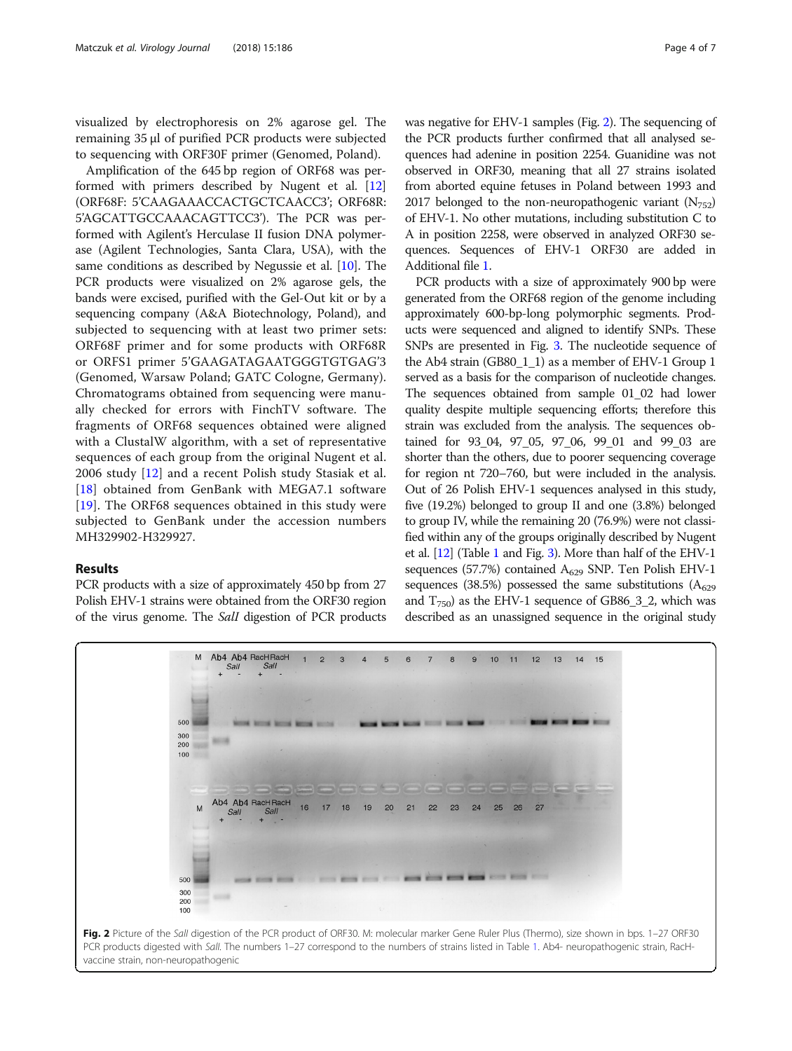visualized by electrophoresis on 2% agarose gel. The remaining 35 μl of purified PCR products were subjected to sequencing with ORF30F primer (Genomed, Poland).

Amplification of the 645 bp region of ORF68 was performed with primers described by Nugent et al. [12] (ORF68F: 5'CAAGAAACCACTGCTCAACC3'; ORF68R: 5'AGCATTGCCAAACAGTTCC3'). The PCR was performed with Agilent's Herculase II fusion DNA polymerase (Agilent Technologies, Santa Clara, USA), with the same conditions as described by Negussie et al. [10]. The PCR products were visualized on 2% agarose gels, the bands were excised, purified with the Gel-Out kit or by a sequencing company (A&A Biotechnology, Poland), and subjected to sequencing with at least two primer sets: ORF68F primer and for some products with ORF68R or ORFS1 primer 5'GAAGATAGAATGGGTGTGAG'3 (Genomed, Warsaw Poland; GATC Cologne, Germany). Chromatograms obtained from sequencing were manually checked for errors with FinchTV software. The fragments of ORF68 sequences obtained were aligned with a ClustalW algorithm, with a set of representative sequences of each group from the original Nugent et al. 2006 study [12] and a recent Polish study Stasiak et al. [18] obtained from GenBank with MEGA7.1 software [19]. The ORF68 sequences obtained in this study were subjected to GenBank under the accession numbers MH329902-H329927.

## Results

PCR products with a size of approximately 450 bp from 27 Polish EHV-1 strains were obtained from the ORF30 region of the virus genome. The *SalI* digestion of PCR products was negative for EHV-1 samples (Fig. 2). The sequencing of the PCR products further confirmed that all analysed sequences had adenine in position 2254. Guanidine was not observed in ORF30, meaning that all 27 strains isolated from aborted equine fetuses in Poland between 1993 and 2017 belonged to the non-neuropathogenic variant ($N_{752}$) of EHV-1. No other mutations, including substitution C to A in position 2258, were observed in analyzed ORF30 sequences. Sequences of EHV-1 ORF30 are added in Additional file 1.

PCR products with a size of approximately 900 bp were generated from the ORF68 region of the genome including approximately 600-bp-long polymorphic segments. Products were sequenced and aligned to identify SNPs. These SNPs are presented in Fig. 3. The nucleotide sequence of the Ab4 strain (GB80_1_1) as a member of EHV-1 Group 1 served as a basis for the comparison of nucleotide changes. The sequences obtained from sample 01_02 had lower quality despite multiple sequencing efforts; therefore this strain was excluded from the analysis. The sequences obtained for 93_04, 97_05, 97_06, 99_01 and 99_03 are shorter than the others, due to poorer sequencing coverage for region nt 720–760, but were included in the analysis. Out of 26 Polish EHV-1 sequences analysed in this study, five (19.2%) belonged to group II and one (3.8%) belonged to group IV, while the remaining 20 (76.9%) were not classified within any of the groups originally described by Nugent et al. [12] (Table 1 and Fig. 3). More than half of the EHV-1 sequences (57.7%) contained $A_{629}$ SNP. Ten Polish EHV-1 sequences (38.5%) possessed the same substitutions ($A_{629}$ and $T_{750}$) as the EHV-1 sequence of GB86_3_2, which was described as an unassigned sequence in the original study

**Fig. 2** Picture of the *SalI* digestion of the PCR product of ORF30. M: molecular marker Gene Ruler Plus (Thermo), size shown in bps. 1–27 ORF30 PCR products digested with *SalI*. The numbers 1–27 correspond to the numbers of strains listed in Table 1. Ab4- neuropathogenic strain, RacH- vaccine strain, non-neuropathogenic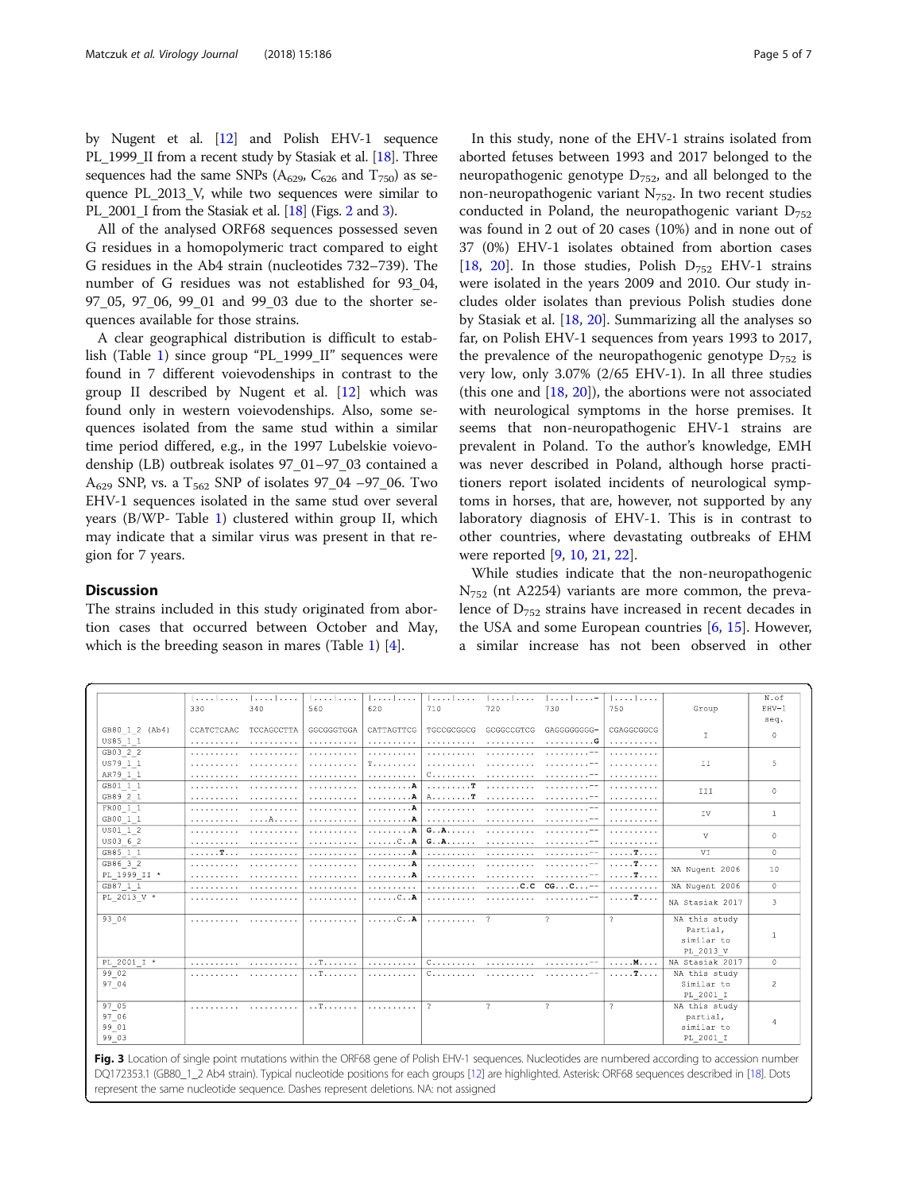by Nugent et al. [12] and Polish EHV-1 sequence PL_1999_II from a recent study by Stasiak et al. [18]. Three sequences had the same SNPs ($A_{629}$, $C_{626}$ and $T_{750}$) as sequence PL_2013_V, while two sequences were similar to PL_2001_I from the Stasiak et al. [18] (Figs. 2 and 3).

All of the analysed ORF68 sequences possessed seven G residues in a homopolymeric tract compared to eight G residues in the Ab4 strain (nucleotides 732–739). The number of G residues was not established for 93_04, 97_05, 97_06, 99_01 and 99_03 due to the shorter sequences available for those strains.

A clear geographical distribution is difficult to establish (Table 1) since group "PL_1999_II" sequences were found in 7 different voievodenships in contrast to the group II described by Nugent et al. [12] which was found only in western voievodenships. Also, some sequences isolated from the same stud within a similar time period differed, e.g., in the 1997 Lubelskie voievodenship (LB) outbreak isolates 97_01–97_03 contained a $A_{629}$ SNP, vs. a $T_{562}$ SNP of isolates 97_04 –97_06. Two EHV-1 sequences isolated in the same stud over several years (B/WP- Table 1) clustered within group II, which may indicate that a similar virus was present in that region for 7 years.

## Discussion

The strains included in this study originated from abortion cases that occurred between October and May, which is the breeding season in mares (Table 1) [4].

In this study, none of the EHV-1 strains isolated from aborted fetuses between 1993 and 2017 belonged to the neuropathogenic genotype $D_{752}$, and all belonged to the non-neuropathogenic variant $N_{752}$. In two recent studies conducted in Poland, the neuropathogenic variant $D_{752}$ was found in 2 out of 20 cases (10%) and in none out of 37 (0%) EHV-1 isolates obtained from abortion cases [18, 20]. In those studies, Polish $D_{752}$ EHV-1 strains were isolated in the years 2009 and 2010. Our study includes older isolates than previous Polish studies done by Stasiak et al. [18, 20]. Summarizing all the analyses so far, on Polish EHV-1 sequences from years 1993 to 2017, the prevalence of the neuropathogenic genotype $D_{752}$ is very low, only 3.07% (2/65 EHV-1). In all three studies (this one and [18, 20]), the abortions were not associated with neurological symptoms in the horse premises. It seems that non-neuropathogenic EHV-1 strains are prevalent in Poland. To the author's knowledge, EMH was never described in Poland, although horse practitioners report isolated incidents of neurological symptoms in horses, that are, however, not supported by any laboratory diagnosis of EHV-1. This is in contrast to other countries, where devastating outbreaks of EHM were reported [9, 10, 21, 22].

While studies indicate that the non-neuropathogenic $N_{752}$ (nt A2254) variants are more common, the prevalence of $D_{752}$ strains have increased in recent decades in the USA and some European countries [6, 15]. However, a similar increase has not been observed in other

| | 330 | 340 | 560 | 620 | 710 | 720 | 730 | 750 | Group | N. of EHV-1 seq. |
|---|---|---|---|---|---|---|---|---|---|---|
| GB80_1_2 (Ab4)<br>US85_1_1 | CCATCTCAAC<br>.......... | TCCAGCCTTA<br>.......... | GGCGGGTGGA<br>.......... | CATTAGTTCG<br>.......... | TGCCGCGGCG<br>.......... | GCGGCCGTCG<br>.......... | GAGGGGGGGG-<br>.........G | CGAGGCGGCG<br>.......... | I | 0 |
| GB03_2_2<br>US79_1_1<br>AR79_1_1 | ..........<br>..........<br>.......... | ..........<br>..........<br>.......... | ..........<br>..........<br>.......... | ..........<br>T.........<br>.......... | ..........<br>..........<br>C......... | ..........<br>..........<br>.......... | .........--<br>.........--<br>.........-- | ..........<br>..........<br>.......... | II | 5 |
| GB01_1_1<br>GB89_2_1 | ..........<br>.......... | ..........<br>.......... | ..........<br>.......... | .........A<br>.........A | .........T<br>A........T | ..........<br>.......... | .........--<br>.........-- | ..........<br>.......... | III | 0 |
| FR00_1_1<br>GB00_1_1 | ..........<br>.......... | ..........<br>....A..... | ..........<br>.......... | .........A<br>.........A | ..........<br>.......... | ..........<br>.......... | .........--<br>.........-- | ..........<br>.......... | IV | 1 |
| US01_1_2<br>US03_6_2 | ..........<br>.......... | ..........<br>.......... | ..........<br>.......... | .........A<br>......C..A | G..A......<br>G..A...... | ..........<br>.......... | .........--<br>.........-- | ..........<br>.......... | V | 0 |
| GB85_1_1 | ......T... | .......... | .......... | .........A | .......... | .......... | .........-- | .....T.... | VI | 0 |
| GB86_3_2<br>PL_1999_II * | ..........<br>.......... | ..........<br>.......... | ..........<br>.......... | .........A<br>.........A | ..........<br>.......... | ..........<br>.......... | .........--<br>.........-- | .....T....<br>.....T.... | NA Nugent 2006 | 10 |
| GB87_1_1 | .......... | .......... | .......... | .......... | .......... | .......C.C | CG...C...-- | .......... | NA Nugent 2006 | 0 |
| PL_2013_V * | .......... | .......... | .......... | ......C..A | .......... | .......... | .........-- | .....T.... | NA Stasiak 2017 | 3 |
| 93_04 | .......... | .......... | .......... | ......C..A | .......... | ? | ? | ? | NA this study Partial, similar to PL_2013_V | 1 |
| PL_2001_I * | .......... | .......... | ..T....... | .......... | C......... | .......... | .........-- | .....M.... | NA Stasiak 2017 | 0 |
| 99_02<br>97_04 | .......... | .......... | ..T....... | .......... | C......... | .......... | .........-- | .....T.... | NA this study Similar to PL_2001_I | 2 |
| 97_05<br>97_06<br>99_01<br>99_03 | .......... | .......... | ..T....... | .......... | ? | ? | ? | ? | NA this study partial, similar to PL_2001_I | 4 |

**Fig. 3** Location of single point mutations within the ORF68 gene of Polish EHV-1 sequences. Nucleotides are numbered according to accession number DQ172353.1 (GB80_1_2 Ab4 strain). Typical nucleotide positions for each groups [12] are highlighted. Asterisk: ORF68 sequences described in [18]. Dots represent the same nucleotide sequence. Dashes represent deletions. NA: not assigned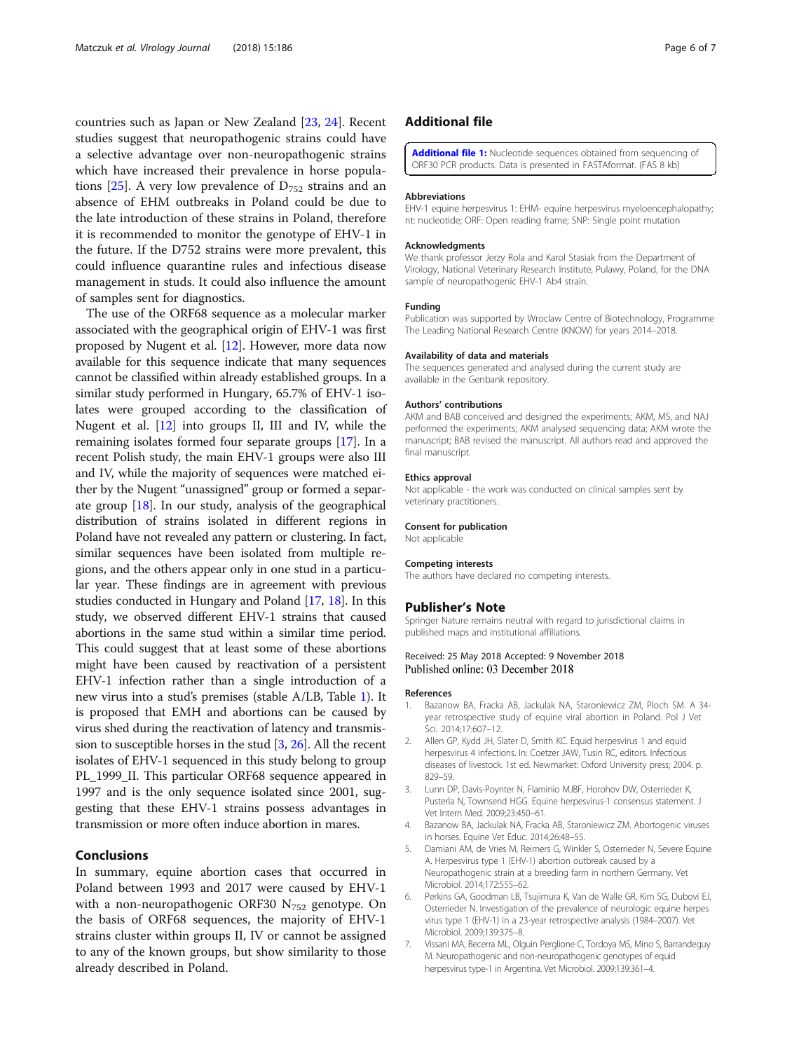countries such as Japan or New Zealand [23, 24]. Recent studies suggest that neuropathogenic strains could have a selective advantage over non-neuropathogenic strains which have increased their prevalence in horse populations [25]. A very low prevalence of $D_{752}$ strains and an absence of EHM outbreaks in Poland could be due to the late introduction of these strains in Poland, therefore it is recommended to monitor the genotype of EHV-1 in the future. If the D752 strains were more prevalent, this could influence quarantine rules and infectious disease management in studs. It could also influence the amount of samples sent for diagnostics.

The use of the ORF68 sequence as a molecular marker associated with the geographical origin of EHV-1 was first proposed by Nugent et al. [12]. However, more data now available for this sequence indicate that many sequences cannot be classified within already established groups. In a similar study performed in Hungary, 65.7% of EHV-1 isolates were grouped according to the classification of Nugent et al. [12] into groups II, III and IV, while the remaining isolates formed four separate groups [17]. In a recent Polish study, the main EHV-1 groups were also III and IV, while the majority of sequences were matched either by the Nugent "unassigned" group or formed a separate group [18]. In our study, analysis of the geographical distribution of strains isolated in different regions in Poland have not revealed any pattern or clustering. In fact, similar sequences have been isolated from multiple regions, and the others appear only in one stud in a particular year. These findings are in agreement with previous studies conducted in Hungary and Poland [17, 18]. In this study, we observed different EHV-1 strains that caused abortions in the same stud within a similar time period. This could suggest that at least some of these abortions might have been caused by reactivation of a persistent EHV-1 infection rather than a single introduction of a new virus into a stud's premises (stable A/LB, Table 1). It is proposed that EMH and abortions can be caused by virus shed during the reactivation of latency and transmission to susceptible horses in the stud [3, 26]. All the recent isolates of EHV-1 sequenced in this study belong to group PL_1999_II. This particular ORF68 sequence appeared in 1997 and is the only sequence isolated since 2001, suggesting that these EHV-1 strains possess advantages in transmission or more often induce abortion in mares.

## Conclusions

In summary, equine abortion cases that occurred in Poland between 1993 and 2017 were caused by EHV-1 with a non-neuropathogenic ORF30 $N_{752}$ genotype. On the basis of ORF68 sequences, the majority of EHV-1 strains cluster within groups II, IV or cannot be assigned to any of the known groups, but show similarity to those already described in Poland.

## Additional file

**Additional file 1:** Nucleotide sequences obtained from sequencing of ORF30 PCR products. Data is presented in FASTAformat. (FAS 8 kb)

### Abbreviations

EHV-1 equine herpesvirus 1: EHM- equine herpesvirus myeloencephalopathy; nt: nucleotide; ORF: Open reading frame; SNP: Single point mutation

### Acknowledgments

We thank professor Jerzy Rola and Karol Stasiak from the Department of Virology, National Veterinary Research Institute, Pulawy, Poland, for the DNA sample of neuropathogenic EHV-1 Ab4 strain.

### Funding

Publication was supported by Wroclaw Centre of Biotechnology, Programme The Leading National Research Centre (KNOW) for years 2014–2018.

### Availability of data and materials

The sequences generated and analysed during the current study are available in the Genbank repository.

### Authors' contributions

AKM and BAB conceived and designed the experiments; AKM, MS, and NAJ performed the experiments; AKM analysed sequencing data; AKM wrote the manuscript; BAB revised the manuscript. All authors read and approved the final manuscript.

### Ethics approval

Not applicable - the work was conducted on clinical samples sent by veterinary practitioners.

### Consent for publication

Not applicable

### Competing interests

The authors have declared no competing interests.

## Publisher's Note

Springer Nature remains neutral with regard to jurisdictional claims in published maps and institutional affiliations.

Received: 25 May 2018 Accepted: 9 November 2018
Published online: 03 December 2018

### References

1. Bazanow BA, Fracka AB, Jackulak NA, Staroniewicz ZM, Ploch SM. A 34-year retrospective study of equine viral abortion in Poland. Pol J Vet Sci. 2014;17:607–12.
2. Allen GP, Kydd JH, Slater D, Smith KC. Equid herpesvirus 1 and equid herpesvirus 4 infections. In: Coetzer JAW, Tusin RC, editors. Infectious diseases of livestock. 1st ed. Newmarket: Oxford University press; 2004. p. 829–59.
3. Lunn DP, Davis-Poynter N, Flaminio MJBF, Horohov DW, Osterrieder K, Pusterla N, Townsend HGG. Equine herpesvirus-1 consensus statement. J Vet Intern Med. 2009;23:450–61.
4. Bazanow BA, Jackulak NA, Fracka AB, Staroniewicz ZM. Abortogenic viruses in horses. Equine Vet Educ. 2014;26:48–55.
5. Damiani AM, de Vries M, Reimers G, Winkler S, Osterrieder N, Severe Equine A. Herpesvirus type 1 (EHV-1) abortion outbreak caused by a Neuropathogenic strain at a breeding farm in northern Germany. Vet Microbiol. 2014;172:555–62.
6. Perkins GA, Goodman LB, Tsujimura K, Van de Walle GR, Kim SG, Dubovi EJ, Osterrieder N. Investigation of the prevalence of neurologic equine herpes virus type 1 (EHV-1) in a 23-year retrospective analysis (1984–2007). Vet Microbiol. 2009;139:375–8.
7. Vissani MA, Becerra ML, Olguin Perglione C, Tordoya MS, Mino S, Barrandeguy M. Neuropathogenic and non-neuropathogenic genotypes of equid herpesvirus type-1 in Argentina. Vet Microbiol. 2009;139:361–4.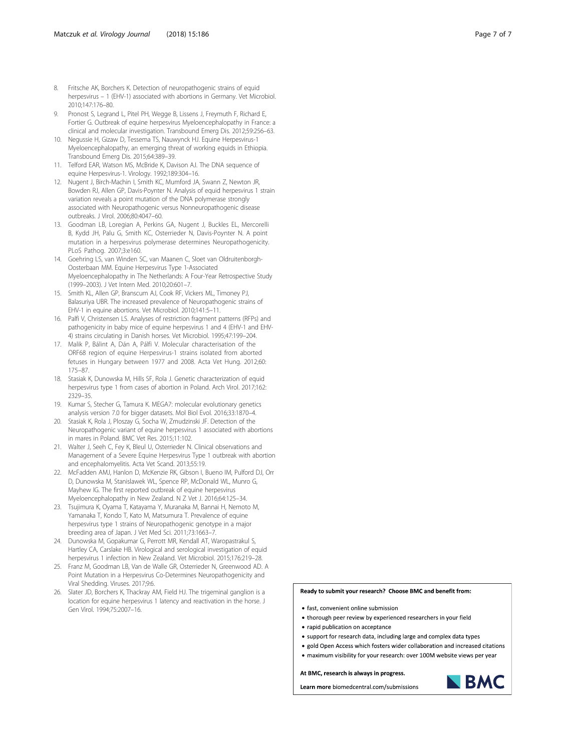8. Fritsche AK, Borchers K. Detection of neuropathogenic strains of equid herpesvirus – 1 (EHV-1) associated with abortions in Germany. Vet Microbiol. 2010;147:176–80.
9. Pronost S, Legrand L, Pitel PH, Wegge B, Lissens J, Freymuth F, Richard E, Fortier G. Outbreak of equine herpesvirus Myeloencephalopathy in France: a clinical and molecular investigation. Transbound Emerg Dis. 2012;59:256–63.
10. Negussie H, Gizaw D, Tessema TS, Nauwynck HJ. Equine Herpesvirus-1 Myeloencephalopathy, an emerging threat of working equids in Ethiopia. Transbound Emerg Dis. 2015;64:389–39.
11. Telford EAR, Watson MS, McBride K, Davison AJ. The DNA sequence of equine Herpesvirus-1. Virology. 1992;189:304–16.
12. Nugent J, Birch-Machin I, Smith KC, Mumford JA, Swann Z, Newton JR, Bowden RJ, Allen GP, Davis-Poynter N. Analysis of equid herpesvirus 1 strain variation reveals a point mutation of the DNA polymerase strongly associated with Neuropathogenic versus Nonneuropathogenic disease outbreaks. J Virol. 2006;80:4047–60.
13. Goodman LB, Loregian A, Perkins GA, Nugent J, Buckles EL, Mercorelli B, Kydd JH, Palu G, Smith KC, Osterrieder N, Davis-Poynter N. A point mutation in a herpesvirus polymerase determines Neuropathogenicity. PLoS Pathog. 2007;3:e160.
14. Goehring LS, van Winden SC, van Maanen C, Sloet van Oldruitenborgh-Oosterbaan MM. Equine Herpesvirus Type 1-Associated Myeloencephalopathy in The Netherlands: A Four-Year Retrospective Study (1999–2003). J Vet Intern Med. 2010;20:601–7.
15. Smith KL, Allen GP, Branscum AJ, Cook RF, Vickers ML, Timoney PJ, Balasuriya UBR. The increased prevalence of Neuropathogenic strains of EHV-1 in equine abortions. Vet Microbiol. 2010;141:5–11.
16. Palfi V, Christensen LS. Analyses of restriction fragment patterns (RFPs) and pathogenicity in baby mice of equine herpesvirus 1 and 4 (EHV-1 and EHV-4) strains circulating in Danish horses. Vet Microbiol. 1995;47:199–204.
17. Malik P, Bálint A, Dán A, Pálfi V. Molecular characterisation of the ORF68 region of equine Herpesvirus-1 strains isolated from aborted fetuses in Hungary between 1977 and 2008. Acta Vet Hung. 2012;60: 175–87.
18. Stasiak K, Dunowska M, Hills SF, Rola J. Genetic characterization of equid herpesvirus type 1 from cases of abortion in Poland. Arch Virol. 2017;162: 2329–35.
19. Kumar S, Stecher G, Tamura K. MEGA7: molecular evolutionary genetics analysis version 7.0 for bigger datasets. Mol Biol Evol. 2016;33:1870–4.
20. Stasiak K, Rola J, Ploszay G, Socha W, Zmudzinski JF. Detection of the Neuropathogenic variant of equine herpesvirus 1 associated with abortions in mares in Poland. BMC Vet Res. 2015;11:102.
21. Walter J, Seeh C, Fey K, Bleul U, Osterrieder N. Clinical observations and Management of a Severe Equine Herpesvirus Type 1 outbreak with abortion and encephalomyelitis. Acta Vet Scand. 2013;55:19.
22. McFadden AMJ, Hanlon D, McKenzie RK, Gibson I, Bueno IM, Pulford DJ, Orr D, Dunowska M, Stanislawek WL, Spence RP, McDonald WL, Munro G, Mayhew IG. The first reported outbreak of equine herpesvirus Myeloencephalopathy in New Zealand. N Z Vet J. 2016;64:125–34.
23. Tsujimura K, Oyama T, Katayama Y, Muranaka M, Bannai H, Nemoto M, Yamanaka T, Kondo T, Kato M, Matsumura T. Prevalence of equine herpesvirus type 1 strains of Neuropathogenic genotype in a major breeding area of Japan. J Vet Med Sci. 2011;73:1663–7.
24. Dunowska M, Gopakumar G, Perrott MR, Kendall AT, Waropastrakul S, Hartley CA, Carslake HB. Virological and serological investigation of equid herpesvirus 1 infection in New Zealand. Vet Microbiol. 2015;176:219–28.
25. Franz M, Goodman LB, Van de Walle GR, Osterrieder N, Greenwood AD. A Point Mutation in a Herpesvirus Co-Determines Neuropathogenicity and Viral Shedding. Viruses. 2017;9:6.
26. Slater JD, Borchers K, Thackray AM, Field HJ. The trigeminal ganglion is a location for equine herpesvirus 1 latency and reactivation in the horse. J Gen Virol. 1994;75:2007–16.

**Ready to submit your research? Choose BMC and benefit from:**

- fast, convenient online submission
- thorough peer review by experienced researchers in your field
- rapid publication on acceptance
- support for research data, including large and complex data types
- gold Open Access which fosters wider collaboration and increased citations
- maximum visibility for your research: over 100M website views per year

**At BMC, research is always in progress.**

**Learn more** biomedcentral.com/submissions

BMC